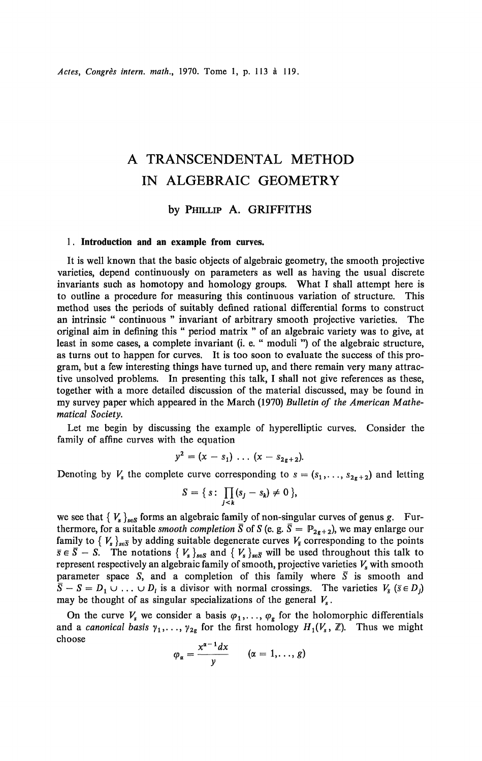# A TRANSCENDENTAL METHOD IN ALGEBRAIC GEOMETRY

by PHILLIP A. GRIFFITHS

## 1. Introduction and an example from curves.

It is well known that the basic objects of algebraic geometry, the smooth projective varieties, depend continuously on parameters as well as having the usual discrete invariants such as homotopy and homology groups. What I shall attempt here is to outline a procedure for measuring this continuous variation of structure. This method uses the periods of suitably defined rational differential forms to construct an intrinsic " continuous " invariant of arbitrary smooth projective varieties. The original aim in defining this " period matrix " of an algebraic variety was to give, at least in some cases, a complete invariant (i. e. " moduli ") of the algebraic structure, as turns out to happen for curves. It is too soon to evaluate the success of this program, but a few interesting things have turned up, and there remain very many attractive unsolved problems. In presenting this talk, I shall not give references as these, together with a more detailed discussion of the material discussed, may be found in my survey paper which appeared in the March (1970) *Bulletin of the American Mathematical Society*.

Let me begin by discussing the example of hyperelliptic curves. Consider the family of affine curves with the equation

$$y^2 = (x - s_1) \ldots (x - s_{2g+2}).$$

Denoting by $V_s$ the complete curve corresponding to $s = (s_1, \ldots, s_{2g+2})$ and letting

$$S = \{ s : \prod_{j<k} (s_j - s_k) \neq 0 \},$$

we see that $\{ V_s \}_{s \in S}$ forms an algebraic family of non-singular curves of genus $g$. Furthermore, for a suitable *smooth completion* $\bar{S}$ of $S$ (e. g. $\bar{S} = \mathbb{P}_{2g+2}$), we may enlarge our family to $\{ V_s \}_{s \in \bar{S}}$ by adding suitable degenerate curves $V_{\bar{s}}$ corresponding to the points $\bar{s} \in \bar{S} - S$. The notations $\{ V_s \}_{s \in S}$ and $\{ V_s \}_{s \in \bar{S}}$ will be used throughout this talk to represent respectively an algebraic family of smooth, projective varieties $V_s$ with smooth parameter space $S$, and a completion of this family where $\bar{S}$ is smooth and $\bar{S} - S = D_1 \cup \ldots \cup D_l$ is a divisor with normal crossings. The varieties $V_{\bar{s}}$ ($\bar{s} \in D_j$) may be thought of as singular specializations of the general $V_s$.

On the curve $V_s$ we consider a basis $\varphi_1, \ldots, \varphi_g$ for the holomorphic differentials and a *canonical basis* $\gamma_1, \ldots, \gamma_{2g}$ for the first homology $H_1(V_s, \mathbb{Z})$. Thus we might choose

$$\varphi_\alpha = \frac{x^{\alpha-1} dx}{y} \qquad (\alpha = 1, \ldots, g)$$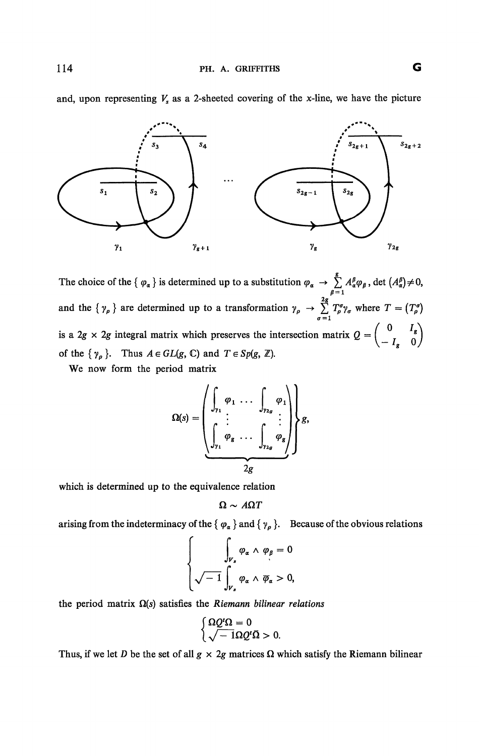and, upon representing $V_s$ as a 2-sheeted covering of the x-line, we have the picture

The choice of the $\{ \varphi_\alpha \}$ is determined up to a substitution $\varphi_\alpha \to \sum_{\beta=1}^{g} A_\alpha^\beta \varphi_\beta$, $\det (A_\alpha^\beta) \neq 0$, and the $\{ \gamma_\rho \}$ are determined up to a transformation $\gamma_\rho \to \sum_{\sigma=1}^{2g} T_\rho^\sigma \gamma_\sigma$ where $T = (T_\rho^\sigma)$ is a $2g \times 2g$ integral matrix which preserves the intersection matrix $Q = \begin{pmatrix} 0 & I_g \\ -I_g & 0 \end{pmatrix}$ of the $\{ \gamma_\rho \}$. Thus $A \in GL(g, \mathbb{C})$ and $T \in Sp(g, \mathbb{Z})$.

We now form the period matrix

$$\Omega(s) = \underbrace{\begin{pmatrix} \int_{\gamma_1} \varphi_1 & \cdots & \int_{\gamma_{2g}} \varphi_1 \\ \vdots & & \vdots \\ \int_{\gamma_1} \varphi_g & \cdots & \int_{\gamma_{2g}} \varphi_g \end{pmatrix}}_{2g} \Bigg\} g,$$

which is determined up to the equivalence relation

$$\Omega \sim A \Omega T$$

arising from the indeterminacy of the $\{ \varphi_\alpha \}$ and $\{ \gamma_\rho \}$. Because of the obvious relations

$$\begin{cases} \displaystyle\int_{V_s} \varphi_\alpha \wedge \varphi_\beta = 0 \\ \displaystyle\sqrt{-1} \int_{V_s} \varphi_\alpha \wedge \bar{\varphi}_\alpha > 0, \end{cases}$$

the period matrix $\Omega(s)$ satisfies the *Riemann bilinear relations*

$$\begin{cases} \Omega Q^t \Omega = 0 \\ \sqrt{-1} \Omega Q^t \bar{\Omega} > 0. \end{cases}$$

Thus, if we let $D$ be the set of all $g \times 2g$ matrices $\Omega$ which satisfy the Riemann bilinear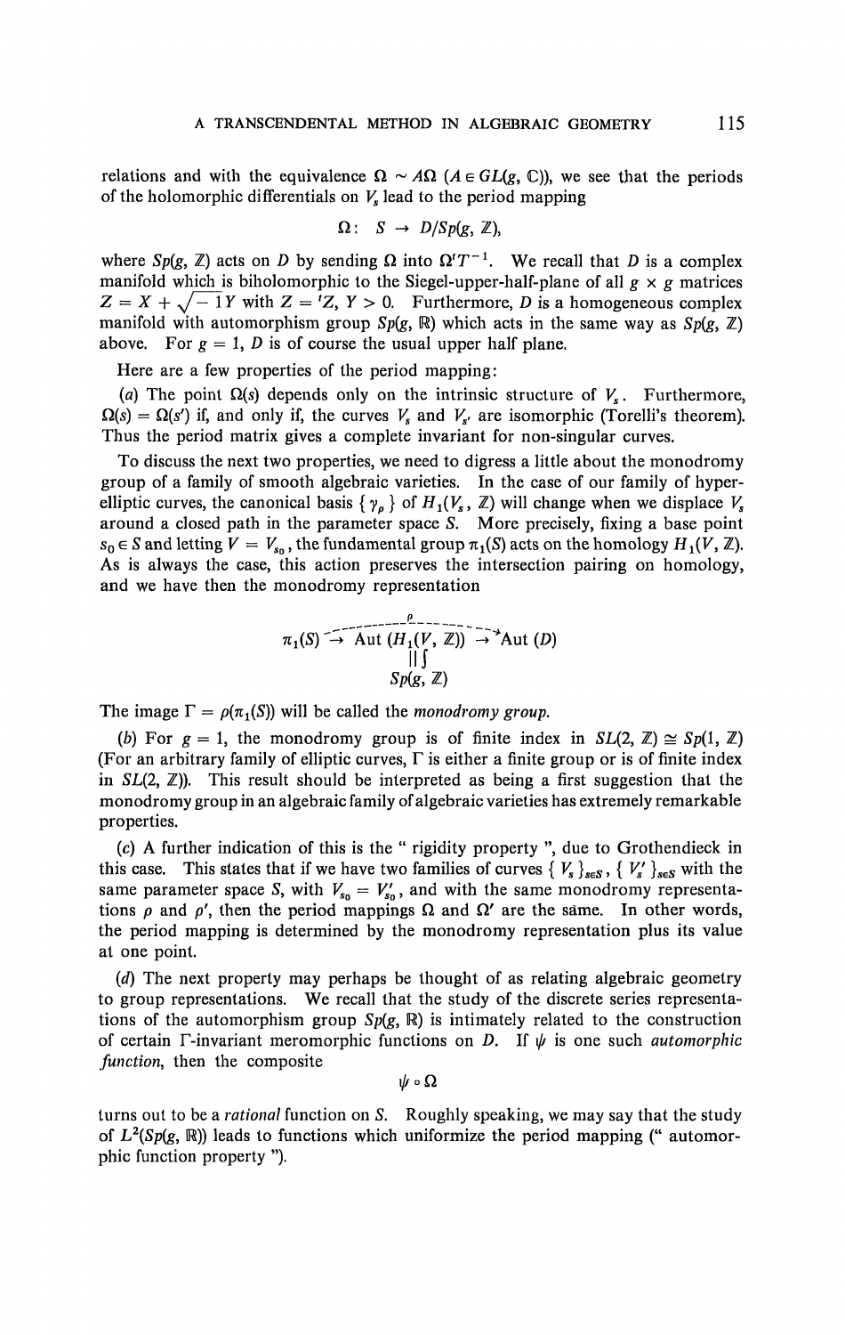relations and with the equivalence $\Omega \sim A\Omega$ ($A \in GL(g, \mathbb{C})$), we see that the periods of the holomorphic differentials on $V_s$ lead to the period mapping

$$\Omega: \ S \to D/Sp(g, \mathbb{Z}),$$

where $Sp(g, \mathbb{Z})$ acts on $D$ by sending $\Omega$ into $\Omega {}^tT^{-1}$. We recall that $D$ is a complex manifold which is biholomorphic to the Siegel-upper-half-plane of all $g \times g$ matrices $Z = X + \sqrt{-1}Y$ with $Z = {}^tZ$, $Y > 0$. Furthermore, $D$ is a homogeneous complex manifold with automorphism group $Sp(g, \mathbb{R})$ which acts in the same way as $Sp(g, \mathbb{Z})$ above. For $g = 1$, $D$ is of course the usual upper half plane.

Here are a few properties of the period mapping:

(*a*) The point $\Omega(s)$ depends only on the intrinsic structure of $V_s$. Furthermore, $\Omega(s) = \Omega(s')$ if, and only if, the curves $V_s$ and $V_{s'}$ are isomorphic (Torelli's theorem). Thus the period matrix gives a complete invariant for non-singular curves.

To discuss the next two properties, we need to digress a little about the monodromy group of a family of smooth algebraic varieties. In the case of our family of hyperelliptic curves, the canonical basis $\{\gamma_\rho\}$ of $H_1(V_s, \mathbb{Z})$ will change when we displace $V_s$ around a closed path in the parameter space $S$. More precisely, fixing a base point $s_0 \in S$ and letting $V = V_{s_0}$, the fundamental group $\pi_1(S)$ acts on the homology $H_1(V, \mathbb{Z})$. As is always the case, this action preserves the intersection pairing on homology, and we have then the monodromy representation

$$\pi_1(S) \xrightarrow{\quad} \operatorname{Aut}(H_1(V, \mathbb{Z})) \xrightarrow{\quad} \operatorname{Aut}(D), \qquad \rho: \pi_1(S) \dashrightarrow \operatorname{Aut}(D), \qquad \operatorname{Aut}(H_1(V, \mathbb{Z})) \cong Sp(g, \mathbb{Z})$$

The image $\Gamma = \rho(\pi_1(S))$ will be called the *monodromy group*.

(*b*) For $g = 1$, the monodromy group is of finite index in $SL(2, \mathbb{Z}) \cong Sp(1, \mathbb{Z})$ (For an arbitrary family of elliptic curves, $\Gamma$ is either a finite group or is of finite index in $SL(2, \mathbb{Z})$). This result should be interpreted as being a first suggestion that the monodromy group in an algebraic family of algebraic varieties has extremely remarkable properties.

(*c*) A further indication of this is the " rigidity property ", due to Grothendieck in this case. This states that if we have two families of curves $\{V_s\}_{s \in S}$, $\{V'_s\}_{s \in S}$ with the same parameter space $S$, with $V_{s_0} = V'_{s_0}$, and with the same monodromy representations $\rho$ and $\rho'$, then the period mappings $\Omega$ and $\Omega'$ are the same. In other words, the period mapping is determined by the monodromy representation plus its value at one point.

(*d*) The next property may perhaps be thought of as relating algebraic geometry to group representations. We recall that the study of the discrete series representations of the automorphism group $Sp(g, \mathbb{R})$ is intimately related to the construction of certain $\Gamma$-invariant meromorphic functions on $D$. If $\psi$ is one such *automorphic function*, then the composite

$$\psi \circ \Omega$$

turns out to be a *rational* function on $S$. Roughly speaking, we may say that the study of $L^2(Sp(g, \mathbb{R}))$ leads to functions which uniformize the period mapping (" automorphic function property ").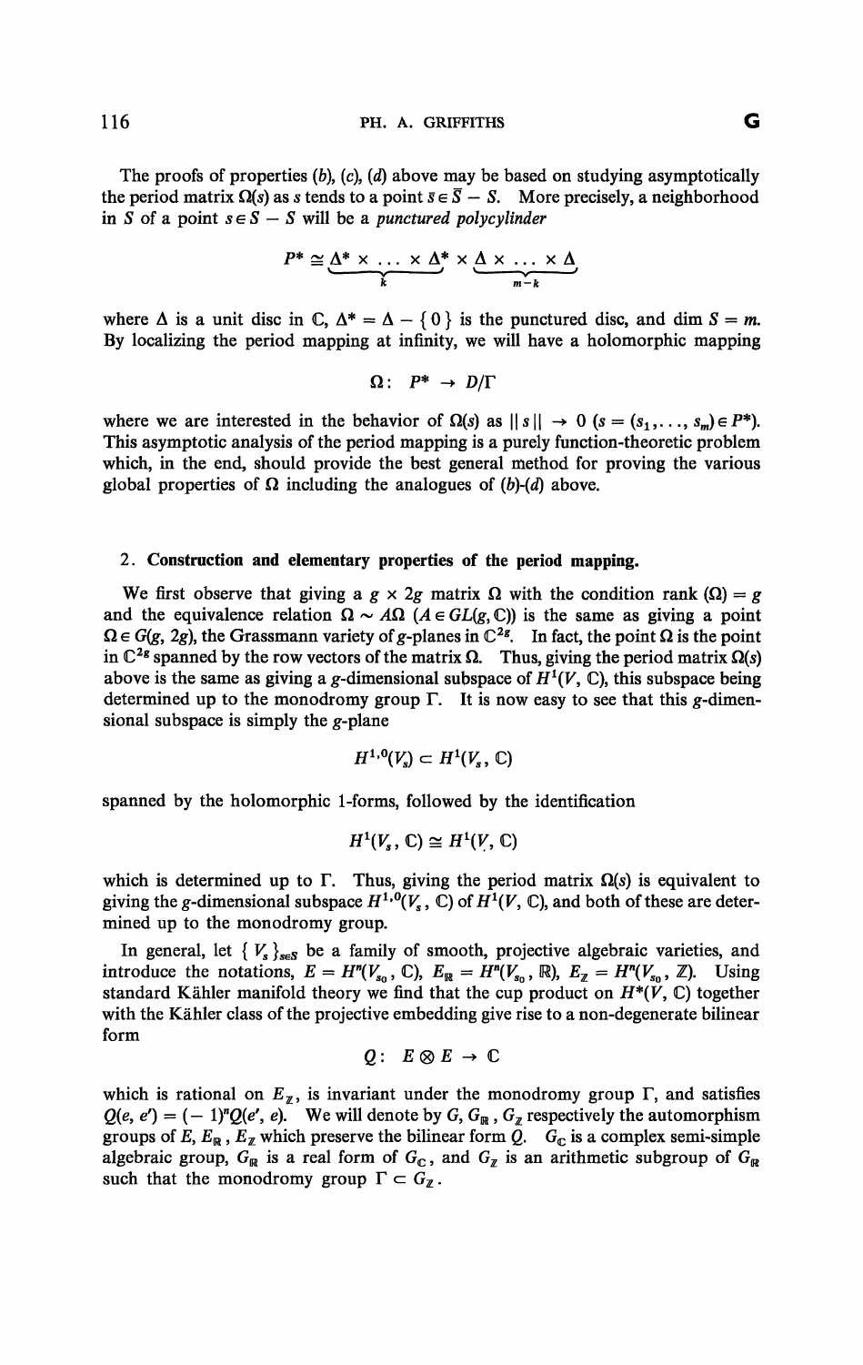The proofs of properties (*b*), (*c*), (*d*) above may be based on studying asymptotically the period matrix $\Omega(s)$ as $s$ tends to a point $\bar{s} \in \bar{S} - S$. More precisely, a neighborhood in $S$ of a point $s \in \bar{S} - S$ will be a *punctured polycylinder*

$$P^* \cong \underbrace{\Delta^* \times \ldots \times \Delta^*}_{k} \times \underbrace{\Delta \times \ldots \times \Delta}_{m-k}$$

where $\Delta$ is a unit disc in $\mathbb{C}$, $\Delta^* = \Delta - \{0\}$ is the punctured disc, and $\dim S = m$. By localizing the period mapping at infinity, we will have a holomorphic mapping

$$\Omega: \; P^* \to D/\Gamma$$

where we are interested in the behavior of $\Omega(s)$ as $\| s \| \to 0$ ($s = (s_1, \ldots, s_m) \in P^*$). This asymptotic analysis of the period mapping is a purely function-theoretic problem which, in the end, should provide the best general method for proving the various global properties of $\Omega$ including the analogues of (*b*)-(*d*) above.

## 2. Construction and elementary properties of the period mapping.

We first observe that giving a $g \times 2g$ matrix $\Omega$ with the condition rank $(\Omega) = g$ and the equivalence relation $\Omega \sim A\Omega$ ($A \in GL(g, \mathbb{C})$) is the same as giving a point $\Omega \in G(g, 2g)$, the Grassmann variety of $g$-planes in $\mathbb{C}^{2g}$. In fact, the point $\Omega$ is the point in $\mathbb{C}^{2g}$ spanned by the row vectors of the matrix $\Omega$. Thus, giving the period matrix $\Omega(s)$ above is the same as giving a $g$-dimensional subspace of $H^1(V, \mathbb{C})$, this subspace being determined up to the monodromy group $\Gamma$. It is now easy to see that this $g$-dimensional subspace is simply the $g$-plane

$$H^{1,0}(V_s) \subset H^1(V_s, \mathbb{C})$$

spanned by the holomorphic 1-forms, followed by the identification

$$H^1(V_s, \mathbb{C}) \cong H^1(V, \mathbb{C})$$

which is determined up to $\Gamma$. Thus, giving the period matrix $\Omega(s)$ is equivalent to giving the $g$-dimensional subspace $H^{1,0}(V_s, \mathbb{C})$ of $H^1(V, \mathbb{C})$, and both of these are determined up to the monodromy group.

In general, let $\{ V_s \}_{s \in S}$ be a family of smooth, projective algebraic varieties, and introduce the notations, $E = H^n(V_{s_0}, \mathbb{C})$, $E_{\mathbb{R}} = H^n(V_{s_0}, \mathbb{R})$, $E_{\mathbb{Z}} = H^n(V_{s_0}, \mathbb{Z})$. Using standard Kähler manifold theory we find that the cup product on $H^*(V, \mathbb{C})$ together with the Kähler class of the projective embedding give rise to a non-degenerate bilinear form

$$Q: \; E \otimes E \to \mathbb{C}$$

which is rational on $E_{\mathbb{Z}}$, is invariant under the monodromy group $\Gamma$, and satisfies $Q(e, e') = (-1)^n Q(e', e)$. We will denote by $G$, $G_{\mathbb{R}}$, $G_{\mathbb{Z}}$ respectively the automorphism groups of $E$, $E_{\mathbb{R}}$, $E_{\mathbb{Z}}$ which preserve the bilinear form $Q$. $G_{\mathbb{C}}$ is a complex semi-simple algebraic group, $G_{\mathbb{R}}$ is a real form of $G_{\mathbb{C}}$, and $G_{\mathbb{Z}}$ is an arithmetic subgroup of $G_{\mathbb{R}}$ such that the monodromy group $\Gamma \subset G_{\mathbb{Z}}$.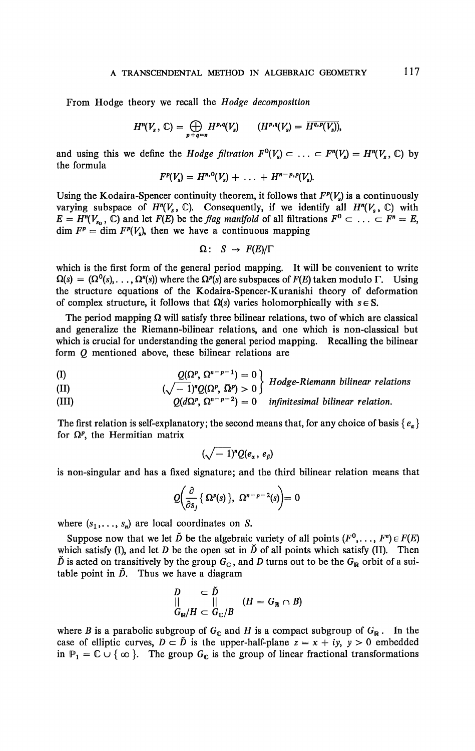From Hodge theory we recall the *Hodge decomposition*

$$H^n(V_s, \mathbb{C}) = \bigoplus_{p+q=n} H^{p,q}(V_s) \qquad (H^{p,q}(V_s) = \overline{H^{q,p}(V_s)}),$$

and using this we define the *Hodge filtration* $F^0(V_s) \subset \ldots \subset F^n(V_s) = H^n(V_s, \mathbb{C})$ by the formula

$$F^p(V_s) = H^{n,0}(V_s) + \ldots + H^{n-p,p}(V_s).$$

Using the Kodaira-Spencer continuity theorem, it follows that $F^p(V_s)$ is a continuously varying subspace of $H^n(V_s, \mathbb{C})$. Consequently, if we identify all $H^n(V_s, \mathbb{C})$ with $E = H^n(V_{s_0}, \mathbb{C})$ and let $F(E)$ be the *flag manifold* of all filtrations $F^0 \subset \ldots \subset F^n = E$, $\dim F^p = \dim F^p(V_s)$, then we have a continuous mapping

$$\Omega\colon\ S \to F(E)/\Gamma$$

which is the first form of the general period mapping. It will be convenient to write $\Omega(s) = (\Omega^0(s), \ldots, \Omega^n(s))$ where the $\Omega^p(s)$ are subspaces of $F(E)$ taken modulo $\Gamma$. Using the structure equations of the Kodaira-Spencer-Kuranishi theory of deformation of complex structure, it follows that $\Omega(s)$ varies holomorphically with $s \in S$.

The period mapping $\Omega$ will satisfy three bilinear relations, two of which are classical and generalize the Riemann-bilinear relations, and one which is non-classical but which is crucial for understanding the general period mapping. Recalling the bilinear form $Q$ mentioned above, these bilinear relations are

$$\begin{array}{lll} \text{(I)} & Q(\Omega^p, \Omega^{n-p-1}) = 0 & \multirow{2}{*}{} \\ \text{(II)} & (\sqrt{-1})^n Q(\Omega^p, \bar{\Omega}^p) > 0 & \end{array} \Bigg\} \ \textit{Hodge-Riemann bilinear relations}$$

$$\text{(III)} \qquad Q(d\Omega^p, \Omega^{n-p-2}) = 0 \quad \textit{infinitesimal bilinear relation.}$$

The first relation is self-explanatory; the second means that, for any choice of basis $\{e_\alpha\}$ for $\Omega^p$, the Hermitian matrix

$$(\sqrt{-1})^n Q(e_\alpha, e_\beta)$$

is non-singular and has a fixed signature; and the third bilinear relation means that

$$Q\left(\frac{\partial}{\partial s_j}\{\Omega^p(s)\},\ \Omega^{n-p-2}(s)\right) = 0$$

where $(s_1, \ldots, s_n)$ are local coordinates on $S$.

Suppose now that we let $\check{D}$ be the algebraic variety of all points $(F^0, \ldots, F^n) \in F(E)$ which satisfy (I), and let $D$ be the open set in $\check{D}$ of all points which satisfy (II). Then $\check{D}$ is acted on transitively by the group $G_{\mathbb{C}}$, and $D$ turns out to be the $G_{\mathbb{R}}$ orbit of a suitable point in $\check{D}$. Thus we have a diagram

$$\begin{array}{ccc} D & \subset & \check{D} \\ \| & & \| \\ G_{\mathbb{R}}/H & \subset & G_{\mathbb{C}}/B \end{array} \qquad (H = G_{\mathbb{R}} \cap B)$$

where $B$ is a parabolic subgroup of $G_{\mathbb{C}}$ and $H$ is a compact subgroup of $G_{\mathbb{R}}$. In the case of elliptic curves, $D \subset \check{D}$ is the upper-half-plane $z = x + iy$, $y > 0$ embedded in $\mathbb{P}_1 = \mathbb{C} \cup \{\infty\}$. The group $G_{\mathbb{C}}$ is the group of linear fractional transformations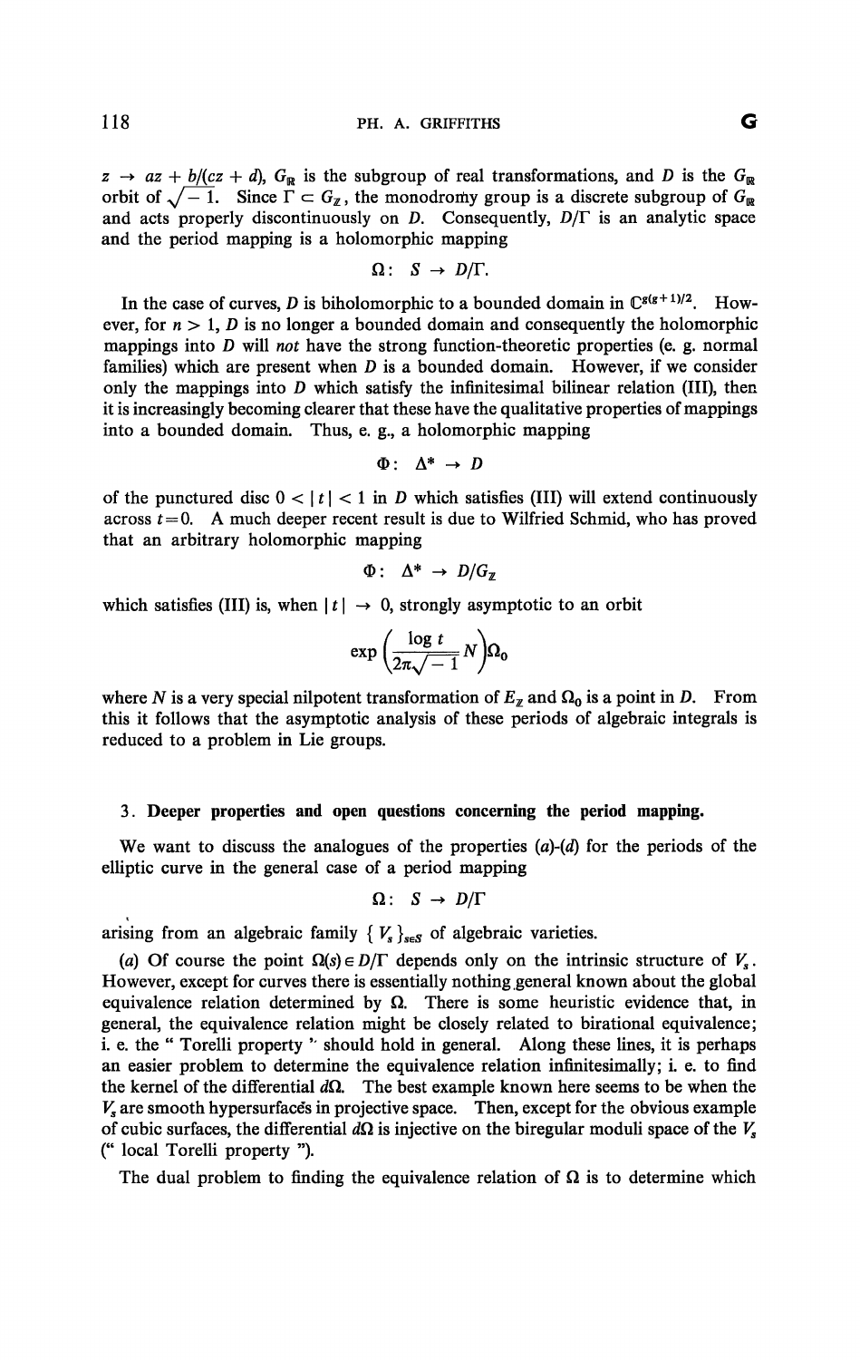$z \to az + b/(cz + d)$, $G_{\mathbb{R}}$ is the subgroup of real transformations, and $D$ is the $G_{\mathbb{R}}$ orbit of $\sqrt{-1}$. Since $\Gamma \subset G_{\mathbb{Z}}$, the monodromy group is a discrete subgroup of $G_{\mathbb{R}}$ and acts properly discontinuously on $D$. Consequently, $D/\Gamma$ is an analytic space and the period mapping is a holomorphic mapping

$$\Omega: \; S \to D/\Gamma.$$

In the case of curves, $D$ is biholomorphic to a bounded domain in $\mathbb{C}^{g(g+1)/2}$. However, for $n > 1$, $D$ is no longer a bounded domain and consequently the holomorphic mappings into $D$ will *not* have the strong function-theoretic properties (e. g. normal families) which are present when $D$ is a bounded domain. However, if we consider only the mappings into $D$ which satisfy the infinitesimal bilinear relation (III), then it is increasingly becoming clearer that these have the qualitative properties of mappings into a bounded domain. Thus, e. g., a holomorphic mapping

$$\Phi: \; \Delta^* \to D$$

of the punctured disc $0 < |t| < 1$ in $D$ which satisfies (III) will extend continuously across $t = 0$. A much deeper recent result is due to Wilfried Schmid, who has proved that an arbitrary holomorphic mapping

$$\Phi: \; \Delta^* \to D/G_{\mathbb{Z}}$$

which satisfies (III) is, when $|t| \to 0$, strongly asymptotic to an orbit

$$\exp\left(\frac{\log t}{2\pi\sqrt{-1}} N\right)\Omega_0$$

where $N$ is a very special nilpotent transformation of $E_{\mathbb{Z}}$ and $\Omega_0$ is a point in $D$. From this it follows that the asymptotic analysis of these periods of algebraic integrals is reduced to a problem in Lie groups.

## 3. Deeper properties and open questions concerning the period mapping.

We want to discuss the analogues of the properties (*a*)-(*d*) for the periods of the elliptic curve in the general case of a period mapping

$$\Omega: \; S \to D/\Gamma$$

arising from an algebraic family $\{ V_s \}_{s \in S}$ of algebraic varieties.

(*a*) Of course the point $\Omega(s) \in D/\Gamma$ depends only on the intrinsic structure of $V_s$. However, except for curves there is essentially nothing general known about the global equivalence relation determined by $\Omega$. There is some heuristic evidence that, in general, the equivalence relation might be closely related to birational equivalence; i. e. the " Torelli property " should hold in general. Along these lines, it is perhaps an easier problem to determine the equivalence relation infinitesimally; i. e. to find the kernel of the differential $d\Omega$. The best example known here seems to be when the $V_s$ are smooth hypersurfaces in projective space. Then, except for the obvious example of cubic surfaces, the differential $d\Omega$ is injective on the biregular moduli space of the $V_s$ (" local Torelli property ").

The dual problem to finding the equivalence relation of $\Omega$ is to determine which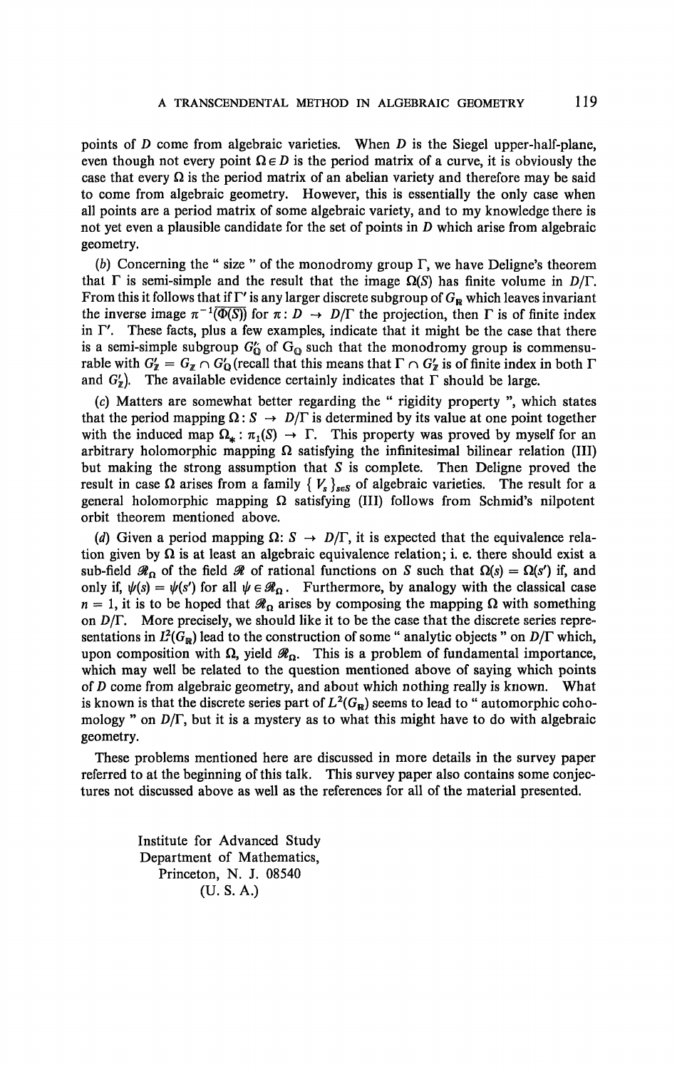points of $D$ come from algebraic varieties. When $D$ is the Siegel upper-half-plane, even though not every point $\Omega \in D$ is the period matrix of a curve, it is obviously the case that every $\Omega$ is the period matrix of an abelian variety and therefore may be said to come from algebraic geometry. However, this is essentially the only case when all points are a period matrix of some algebraic variety, and to my knowledge there is not yet even a plausible candidate for the set of points in $D$ which arise from algebraic geometry.

(*b*) Concerning the " size " of the monodromy group $\Gamma$, we have Deligne's theorem that $\Gamma$ is semi-simple and the result that the image $\Omega(S)$ has finite volume in $D/\Gamma$. From this it follows that if $\Gamma'$ is any larger discrete subgroup of $G_{\mathbb{R}}$ which leaves invariant the inverse image $\pi^{-1}(\overline{\Phi(S)})$ for $\pi : D \to D/\Gamma$ the projection, then $\Gamma$ is of finite index in $\Gamma'$. These facts, plus a few examples, indicate that it might be the case that there is a semi-simple subgroup $G'_{\mathbb{Q}}$ of $G_{\mathbb{Q}}$ such that the monodromy group is commensurable with $G'_{\mathbb{Z}} = G_{\mathbb{Z}} \cap G'_{\mathbb{Q}}$ (recall that this means that $\Gamma \cap G'_{\mathbb{Z}}$ is of finite index in both $\Gamma$ and $G'_{\mathbb{Z}}$). The available evidence certainly indicates that $\Gamma$ should be large.

(*c*) Matters are somewhat better regarding the " rigidity property ", which states that the period mapping $\Omega : S \to D/\Gamma$ is determined by its value at one point together with the induced map $\Omega_* : \pi_1(S) \to \Gamma$. This property was proved by myself for an arbitrary holomorphic mapping $\Omega$ satisfying the infinitesimal bilinear relation (III) but making the strong assumption that $S$ is complete. Then Deligne proved the result in case $\Omega$ arises from a family $\{ V_s \}_{s \in S}$ of algebraic varieties. The result for a general holomorphic mapping $\Omega$ satisfying (III) follows from Schmid's nilpotent orbit theorem mentioned above.

(*d*) Given a period mapping $\Omega : S \to D/\Gamma$, it is expected that the equivalence relation given by $\Omega$ is at least an algebraic equivalence relation; i. e. there should exist a sub-field $\mathscr{R}_{\Omega}$ of the field $\mathscr{R}$ of rational functions on $S$ such that $\Omega(s) = \Omega(s')$ if, and only if, $\psi(s) = \psi(s')$ for all $\psi \in \mathscr{R}_{\Omega}$. Furthermore, by analogy with the classical case $n = 1$, it is to be hoped that $\mathscr{R}_{\Omega}$ arises by composing the mapping $\Omega$ with something on $D/\Gamma$. More precisely, we should like it to be the case that the discrete series representations in $L^2(G_{\mathbb{R}})$ lead to the construction of some " analytic objects " on $D/\Gamma$ which, upon composition with $\Omega$, yield $\mathscr{R}_{\Omega}$. This is a problem of fundamental importance, which may well be related to the question mentioned above of saying which points of $D$ come from algebraic geometry, and about which nothing really is known. What is known is that the discrete series part of $L^2(G_{\mathbb{R}})$ seems to lead to " automorphic cohomology " on $D/\Gamma$, but it is a mystery as to what this might have to do with algebraic geometry.

These problems mentioned here are discussed in more details in the survey paper referred to at the beginning of this talk. This survey paper also contains some conjectures not discussed above as well as the references for all of the material presented.

Institute for Advanced Study
Department of Mathematics,
Princeton, N. J. 08540
(U. S. A.)